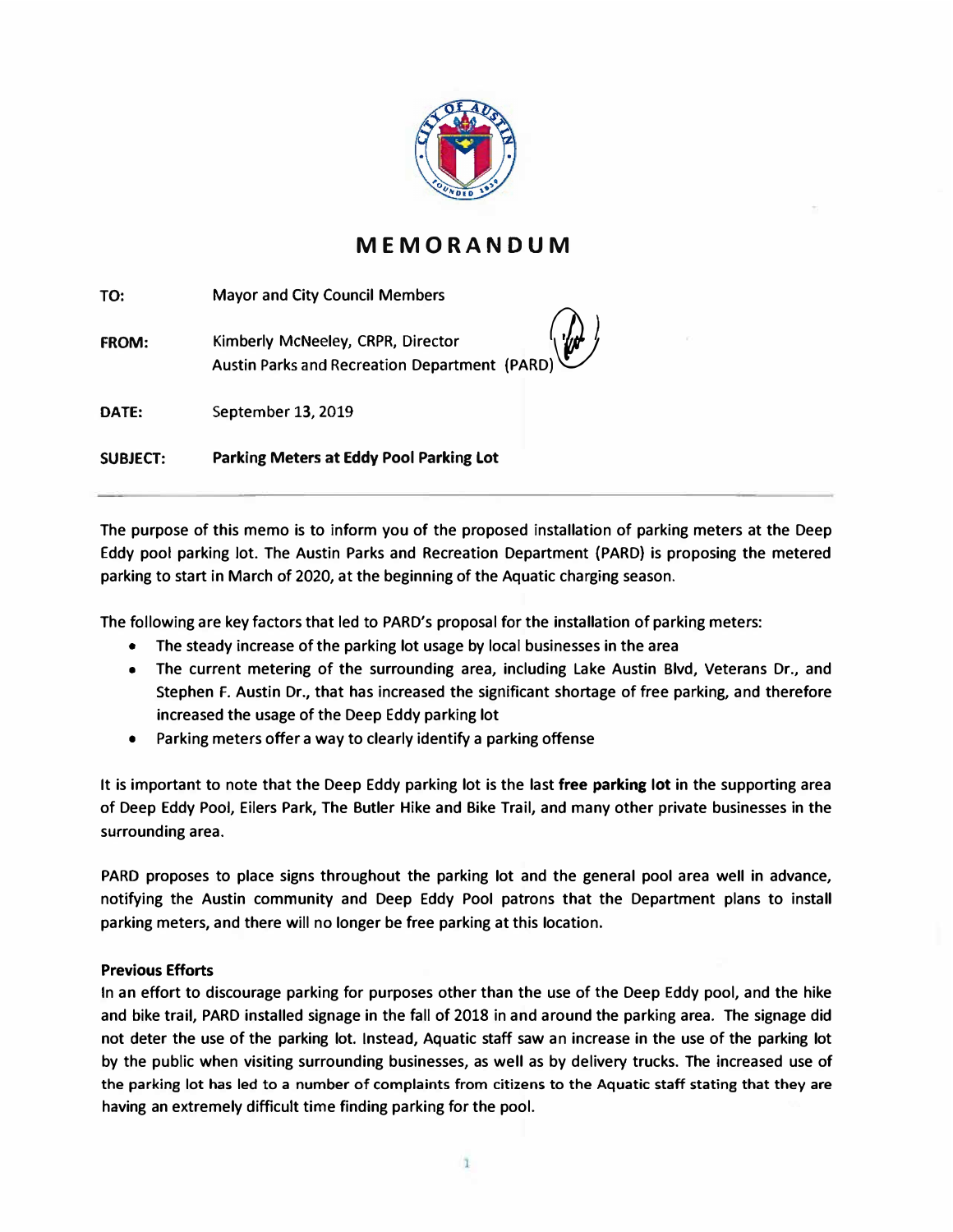# MEMORANDUM

**TO:** Mayor and City Council Members

**FROM:** Kimberly McNeeley, CRPR, Director
Austin Parks and Recreation Department (PARD)

**DATE:** September 13, 2019

**SUBJECT:** **Parking Meters at Eddy Pool Parking Lot**

---

The purpose of this memo is to inform you of the proposed installation of parking meters at the Deep Eddy pool parking lot. The Austin Parks and Recreation Department (PARD) is proposing the metered parking to start in March of 2020, at the beginning of the Aquatic charging season.

The following are key factors that led to PARD's proposal for the installation of parking meters:

- The steady increase of the parking lot usage by local businesses in the area
- The current metering of the surrounding area, including Lake Austin Blvd, Veterans Dr., and Stephen F. Austin Dr., that has increased the significant shortage of free parking, and therefore increased the usage of the Deep Eddy parking lot
- Parking meters offer a way to clearly identify a parking offense

It is important to note that the Deep Eddy parking lot is the last **free parking lot** in the supporting area of Deep Eddy Pool, Eilers Park, The Butler Hike and Bike Trail, and many other private businesses in the surrounding area.

PARD proposes to place signs throughout the parking lot and the general pool area well in advance, notifying the Austin community and Deep Eddy Pool patrons that the Department plans to install parking meters, and there will no longer be free parking at this location.

**Previous Efforts**

In an effort to discourage parking for purposes other than the use of the Deep Eddy pool, and the hike and bike trail, PARD installed signage in the fall of 2018 in and around the parking area. The signage did not deter the use of the parking lot. Instead, Aquatic staff saw an increase in the use of the parking lot by the public when visiting surrounding businesses, as well as by delivery trucks. The increased use of the parking lot has led to a number of complaints from citizens to the Aquatic staff stating that they are having an extremely difficult time finding parking for the pool.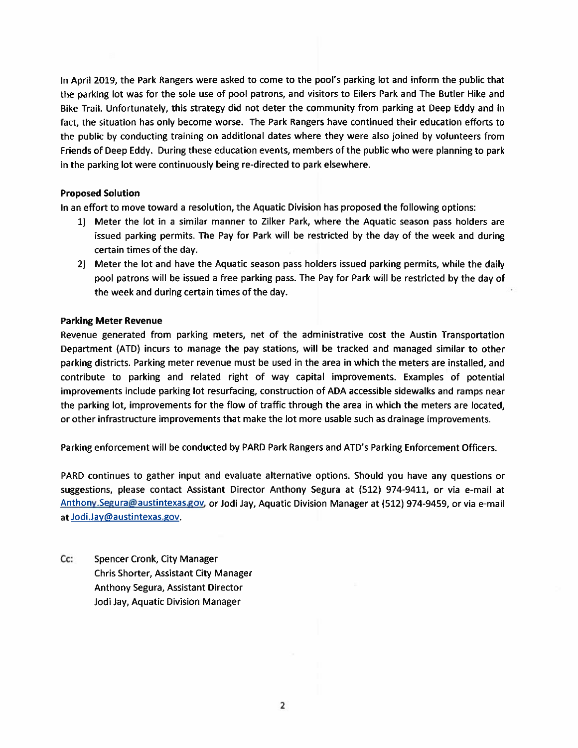In April 2019, the Park Rangers were asked to come to the pool's parking lot and inform the public that the parking lot was for the sole use of pool patrons, and visitors to Eilers Park and The Butler Hike and Bike Trail. Unfortunately, this strategy did not deter the community from parking at Deep Eddy and in fact, the situation has only become worse. The Park Rangers have continued their education efforts to the public by conducting training on additional dates where they were also joined by volunteers from Friends of Deep Eddy. During these education events, members of the public who were planning to park in the parking lot were continuously being re-directed to park elsewhere.

**Proposed Solution**

In an effort to move toward a resolution, the Aquatic Division has proposed the following options:

1) Meter the lot in a similar manner to Zilker Park, where the Aquatic season pass holders are issued parking permits. The Pay for Park will be restricted by the day of the week and during certain times of the day.
2) Meter the lot and have the Aquatic season pass holders issued parking permits, while the daily pool patrons will be issued a free parking pass. The Pay for Park will be restricted by the day of the week and during certain times of the day.

**Parking Meter Revenue**

Revenue generated from parking meters, net of the administrative cost the Austin Transportation Department (ATD) incurs to manage the pay stations, will be tracked and managed similar to other parking districts. Parking meter revenue must be used in the area in which the meters are installed, and contribute to parking and related right of way capital improvements. Examples of potential improvements include parking lot resurfacing, construction of ADA accessible sidewalks and ramps near the parking lot, improvements for the flow of traffic through the area in which the meters are located, or other infrastructure improvements that make the lot more usable such as drainage improvements.

Parking enforcement will be conducted by PARD Park Rangers and ATD's Parking Enforcement Officers.

PARD continues to gather input and evaluate alternative options. Should you have any questions or suggestions, please contact Assistant Director Anthony Segura at (512) 974-9411, or via e-mail at Anthony.Segura@austintexas.gov, or Jodi Jay, Aquatic Division Manager at (512) 974-9459, or via e-mail at Jodi.Jay@austintexas.gov.

Cc: Spencer Cronk, City Manager
Chris Shorter, Assistant City Manager
Anthony Segura, Assistant Director
Jodi Jay, Aquatic Division Manager